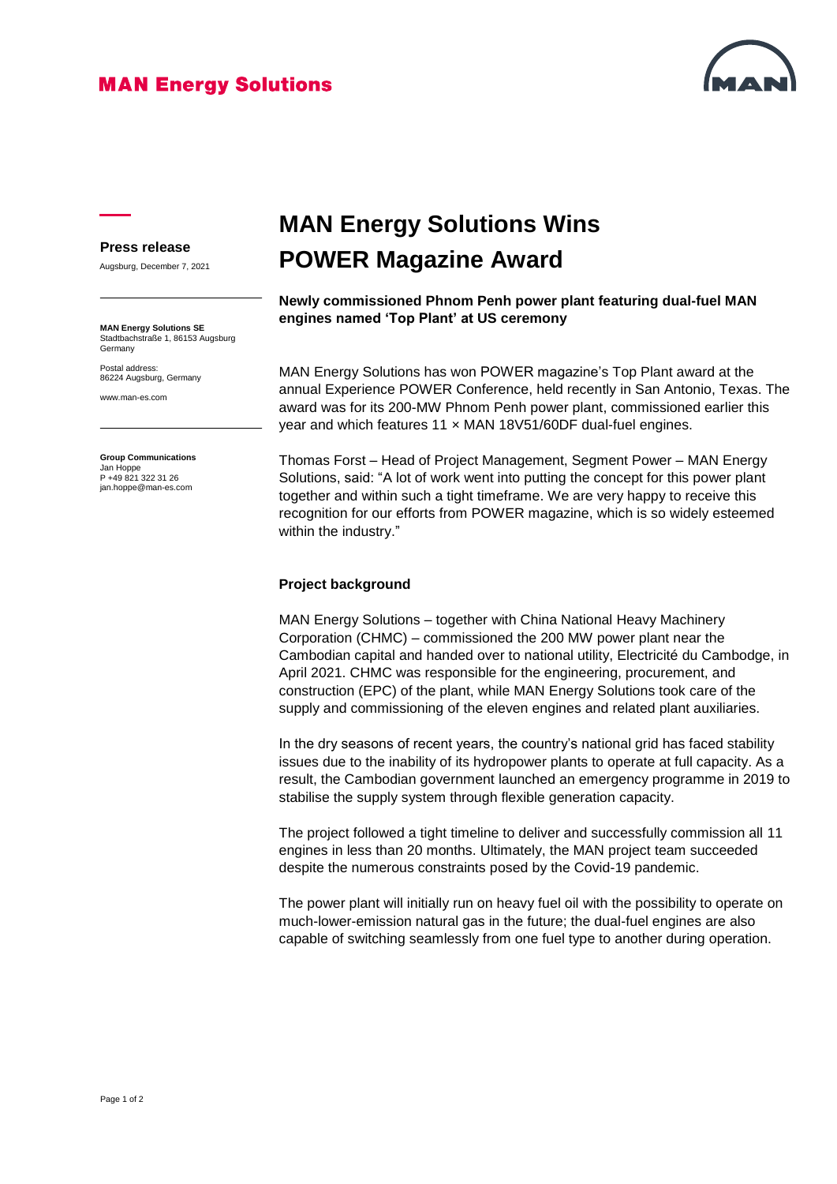MAN Energy Solutions

**Press release**

Augsburg, December 7, 2021

**MAN Energy Solutions SE**
Stadtbachstraße 1, 86153 Augsburg
Germany

Postal address:
86224 Augsburg, Germany

www.man-es.com

**Group Communications**
Jan Hoppe
P +49 821 322 31 26
jan.hoppe@man-es.com

# MAN Energy Solutions Wins POWER Magazine Award

**Newly commissioned Phnom Penh power plant featuring dual-fuel MAN engines named 'Top Plant' at US ceremony**

MAN Energy Solutions has won POWER magazine's Top Plant award at the annual Experience POWER Conference, held recently in San Antonio, Texas. The award was for its 200-MW Phnom Penh power plant, commissioned earlier this year and which features 11 × MAN 18V51/60DF dual-fuel engines.

Thomas Forst – Head of Project Management, Segment Power – MAN Energy Solutions, said: "A lot of work went into putting the concept for this power plant together and within such a tight timeframe. We are very happy to receive this recognition for our efforts from POWER magazine, which is so widely esteemed within the industry."

## Project background

MAN Energy Solutions – together with China National Heavy Machinery Corporation (CHMC) – commissioned the 200 MW power plant near the Cambodian capital and handed over to national utility, Electricité du Cambodge, in April 2021. CHMC was responsible for the engineering, procurement, and construction (EPC) of the plant, while MAN Energy Solutions took care of the supply and commissioning of the eleven engines and related plant auxiliaries.

In the dry seasons of recent years, the country's national grid has faced stability issues due to the inability of its hydropower plants to operate at full capacity. As a result, the Cambodian government launched an emergency programme in 2019 to stabilise the supply system through flexible generation capacity.

The project followed a tight timeline to deliver and successfully commission all 11 engines in less than 20 months. Ultimately, the MAN project team succeeded despite the numerous constraints posed by the Covid-19 pandemic.

The power plant will initially run on heavy fuel oil with the possibility to operate on much-lower-emission natural gas in the future; the dual-fuel engines are also capable of switching seamlessly from one fuel type to another during operation.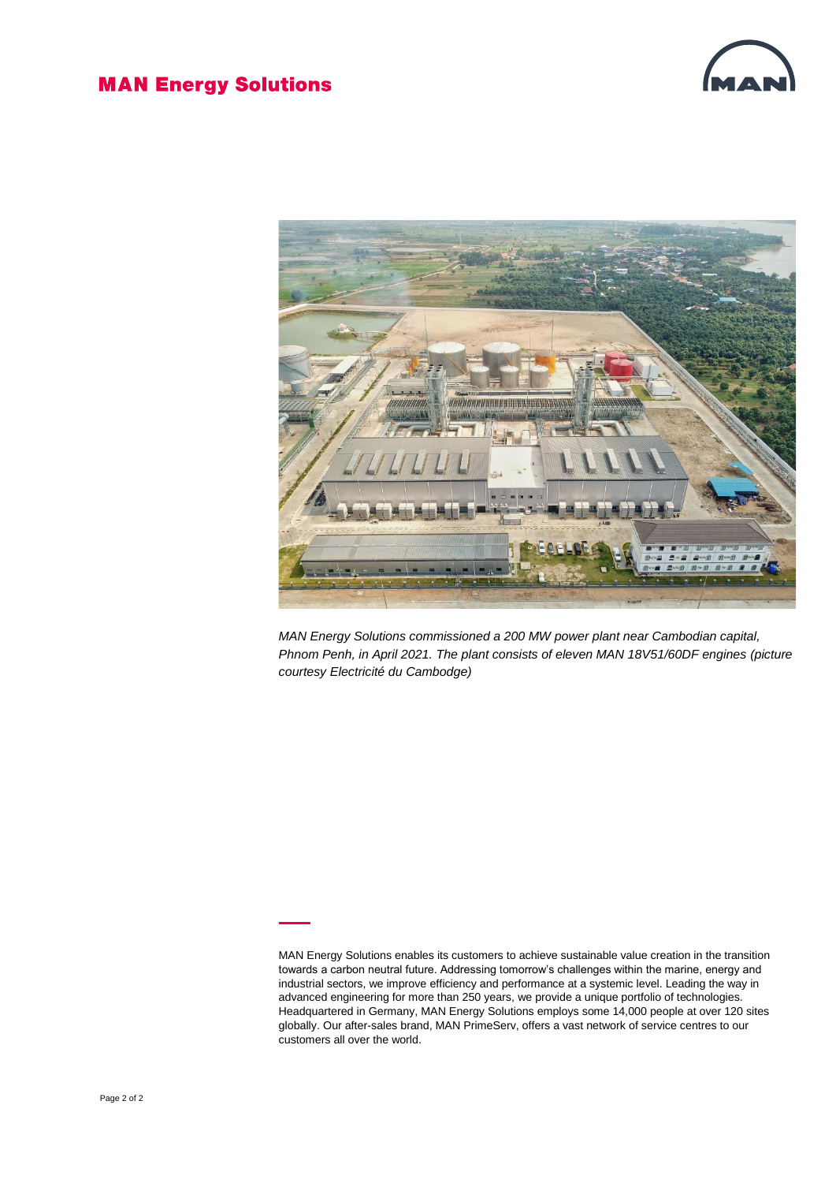*MAN Energy Solutions commissioned a 200 MW power plant near Cambodian capital, Phnom Penh, in April 2021. The plant consists of eleven MAN 18V51/60DF engines (picture courtesy Electricité du Cambodge)*

MAN Energy Solutions enables its customers to achieve sustainable value creation in the transition towards a carbon neutral future. Addressing tomorrow's challenges within the marine, energy and industrial sectors, we improve efficiency and performance at a systemic level. Leading the way in advanced engineering for more than 250 years, we provide a unique portfolio of technologies. Headquartered in Germany, MAN Energy Solutions employs some 14,000 people at over 120 sites globally. Our after-sales brand, MAN PrimeServ, offers a vast network of service centres to our customers all over the world.